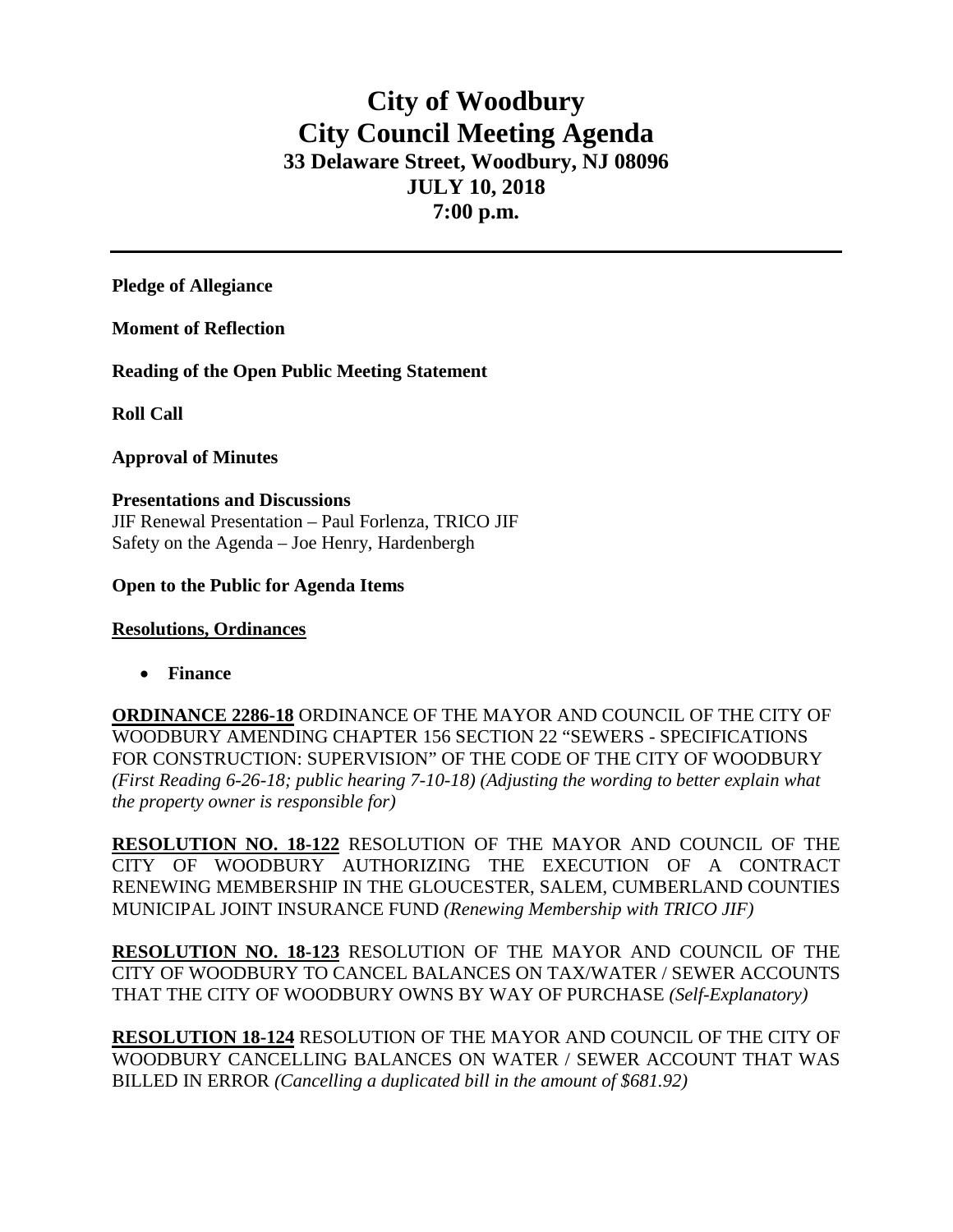# City of Woodbury
# City Council Meeting Agenda
## 33 Delaware Street, Woodbury, NJ 08096
## JULY 10, 2018
## 7:00 p.m.

---

**Pledge of Allegiance**

**Moment of Reflection**

**Reading of the Open Public Meeting Statement**

**Roll Call**

**Approval of Minutes**

**Presentations and Discussions**
JIF Renewal Presentation – Paul Forlenza, TRICO JIF
Safety on the Agenda – Joe Henry, Hardenbergh

**Open to the Public for Agenda Items**

**Resolutions, Ordinances**

- **Finance**

**ORDINANCE 2286-18** ORDINANCE OF THE MAYOR AND COUNCIL OF THE CITY OF WOODBURY AMENDING CHAPTER 156 SECTION 22 "SEWERS - SPECIFICATIONS FOR CONSTRUCTION: SUPERVISION" OF THE CODE OF THE CITY OF WOODBURY *(First Reading 6-26-18; public hearing 7-10-18) (Adjusting the wording to better explain what the property owner is responsible for)*

**RESOLUTION NO. 18-122** RESOLUTION OF THE MAYOR AND COUNCIL OF THE CITY OF WOODBURY AUTHORIZING THE EXECUTION OF A CONTRACT RENEWING MEMBERSHIP IN THE GLOUCESTER, SALEM, CUMBERLAND COUNTIES MUNICIPAL JOINT INSURANCE FUND *(Renewing Membership with TRICO JIF)*

**RESOLUTION NO. 18-123** RESOLUTION OF THE MAYOR AND COUNCIL OF THE CITY OF WOODBURY TO CANCEL BALANCES ON TAX/WATER / SEWER ACCOUNTS THAT THE CITY OF WOODBURY OWNS BY WAY OF PURCHASE *(Self-Explanatory)*

**RESOLUTION 18-124** RESOLUTION OF THE MAYOR AND COUNCIL OF THE CITY OF WOODBURY CANCELLING BALANCES ON WATER / SEWER ACCOUNT THAT WAS BILLED IN ERROR *(Cancelling a duplicated bill in the amount of $681.92)*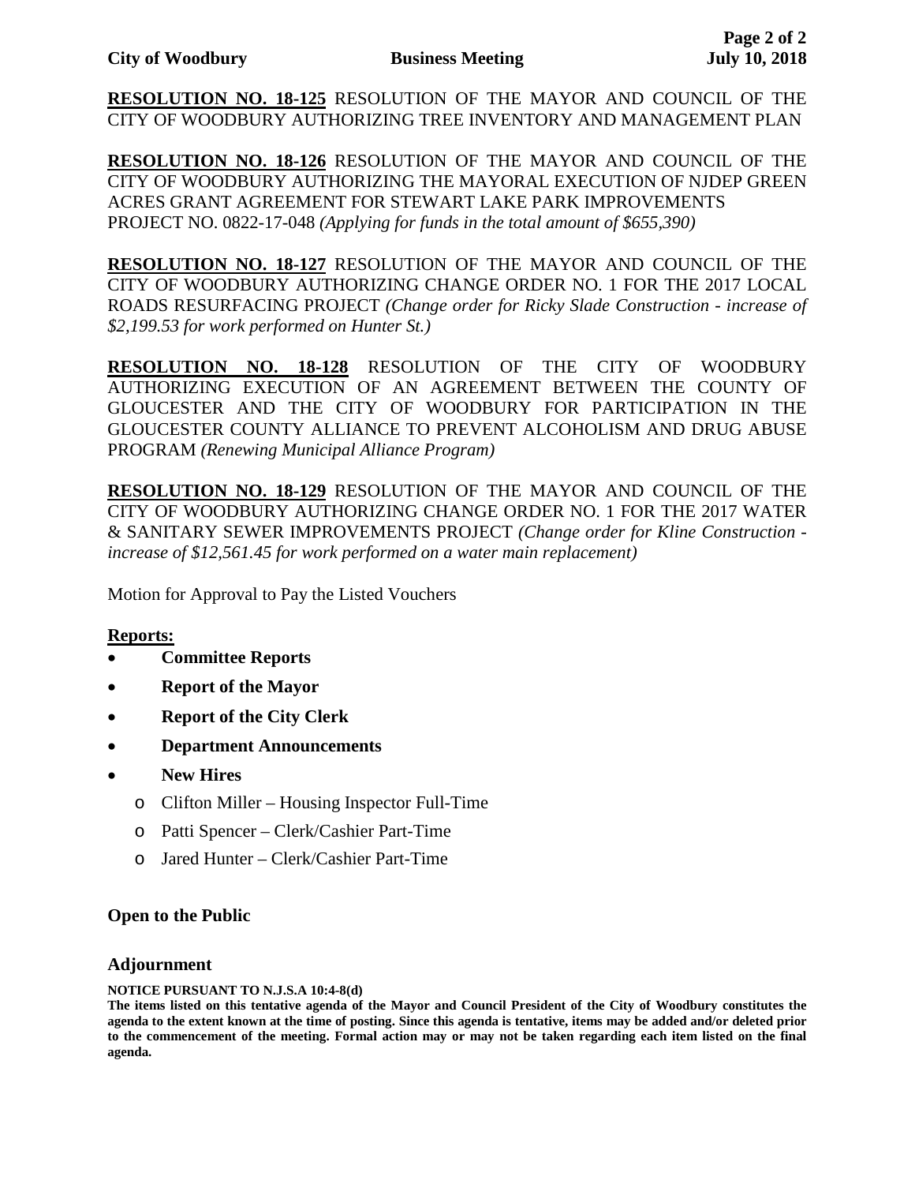**RESOLUTION NO. 18-125** RESOLUTION OF THE MAYOR AND COUNCIL OF THE CITY OF WOODBURY AUTHORIZING TREE INVENTORY AND MANAGEMENT PLAN

**RESOLUTION NO. 18-126** RESOLUTION OF THE MAYOR AND COUNCIL OF THE CITY OF WOODBURY AUTHORIZING THE MAYORAL EXECUTION OF NJDEP GREEN ACRES GRANT AGREEMENT FOR STEWART LAKE PARK IMPROVEMENTS PROJECT NO. 0822-17-048 *(Applying for funds in the total amount of $655,390)*

**RESOLUTION NO. 18-127** RESOLUTION OF THE MAYOR AND COUNCIL OF THE CITY OF WOODBURY AUTHORIZING CHANGE ORDER NO. 1 FOR THE 2017 LOCAL ROADS RESURFACING PROJECT *(Change order for Ricky Slade Construction - increase of $2,199.53 for work performed on Hunter St.)*

**RESOLUTION NO. 18-128** RESOLUTION OF THE CITY OF WOODBURY AUTHORIZING EXECUTION OF AN AGREEMENT BETWEEN THE COUNTY OF GLOUCESTER AND THE CITY OF WOODBURY FOR PARTICIPATION IN THE GLOUCESTER COUNTY ALLIANCE TO PREVENT ALCOHOLISM AND DRUG ABUSE PROGRAM *(Renewing Municipal Alliance Program)*

**RESOLUTION NO. 18-129** RESOLUTION OF THE MAYOR AND COUNCIL OF THE CITY OF WOODBURY AUTHORIZING CHANGE ORDER NO. 1 FOR THE 2017 WATER & SANITARY SEWER IMPROVEMENTS PROJECT *(Change order for Kline Construction - increase of $12,561.45 for work performed on a water main replacement)*

Motion for Approval to Pay the Listed Vouchers

**Reports:**

- **Committee Reports**
- **Report of the Mayor**
- **Report of the City Clerk**
- **Department Announcements**
- **New Hires**
  - Clifton Miller – Housing Inspector Full-Time
  - Patti Spencer – Clerk/Cashier Part-Time
  - Jared Hunter – Clerk/Cashier Part-Time

## Open to the Public

## Adjournment

**NOTICE PURSUANT TO N.J.S.A 10:4-8(d)**

**The items listed on this tentative agenda of the Mayor and Council President of the City of Woodbury constitutes the agenda to the extent known at the time of posting. Since this agenda is tentative, items may be added and/or deleted prior to the commencement of the meeting. Formal action may or may not be taken regarding each item listed on the final agenda.**